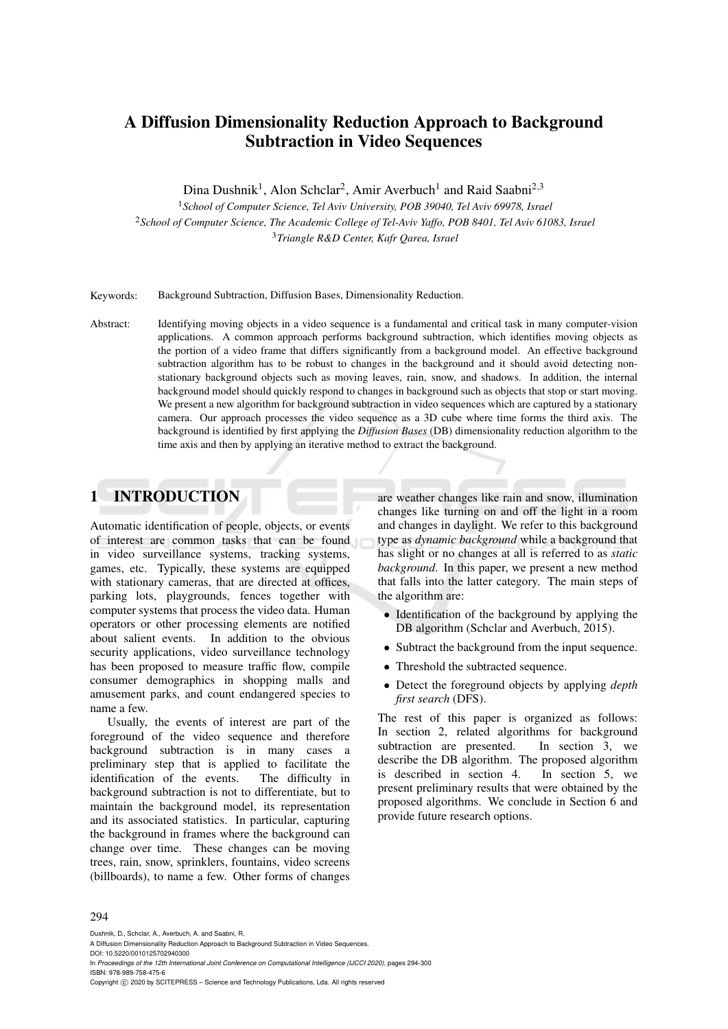# A Diffusion Dimensionality Reduction Approach to Background Subtraction in Video Sequences

Dina Dushnik[1], Alon Schclar[2], Amir Averbuch[1] and Raid Saabni[2,3]

[1]*School of Computer Science, Tel Aviv University, POB 39040, Tel Aviv 69978, Israel*
[2]*School of Computer Science, The Academic College of Tel-Aviv Yaffo, POB 8401, Tel Aviv 61083, Israel*
[3]*Triangle R&D Center, Kafr Qarea, Israel*

Keywords: Background Subtraction, Diffusion Bases, Dimensionality Reduction.

Abstract: Identifying moving objects in a video sequence is a fundamental and critical task in many computer-vision applications. A common approach performs background subtraction, which identifies moving objects as the portion of a video frame that differs significantly from a background model. An effective background subtraction algorithm has to be robust to changes in the background and it should avoid detecting non-stationary background objects such as moving leaves, rain, snow, and shadows. In addition, the internal background model should quickly respond to changes in background such as objects that stop or start moving. We present a new algorithm for background subtraction in video sequences which are captured by a stationary camera. Our approach processes the video sequence as a 3D cube where time forms the third axis. The background is identified by first applying the *Diffusion Bases* (DB) dimensionality reduction algorithm to the time axis and then by applying an iterative method to extract the background.

## 1 INTRODUCTION

Automatic identification of people, objects, or events of interest are common tasks that can be found in video surveillance systems, tracking systems, games, etc. Typically, these systems are equipped with stationary cameras, that are directed at offices, parking lots, playgrounds, fences together with computer systems that process the video data. Human operators or other processing elements are notified about salient events. In addition to the obvious security applications, video surveillance technology has been proposed to measure traffic flow, compile consumer demographics in shopping malls and amusement parks, and count endangered species to name a few.

Usually, the events of interest are part of the foreground of the video sequence and therefore background subtraction is in many cases a preliminary step that is applied to facilitate the identification of the events. The difficulty in background subtraction is not to differentiate, but to maintain the background model, its representation and its associated statistics. In particular, capturing the background in frames where the background can change over time. These changes can be moving trees, rain, snow, sprinklers, fountains, video screens (billboards), to name a few. Other forms of changes are weather changes like rain and snow, illumination changes like turning on and off the light in a room and changes in daylight. We refer to this background type as *dynamic background* while a background that has slight or no changes at all is referred to as *static background*. In this paper, we present a new method that falls into the latter category. The main steps of the algorithm are:

- Identification of the background by applying the DB algorithm (Schclar and Averbuch, 2015).
- Subtract the background from the input sequence.
- Threshold the subtracted sequence.
- Detect the foreground objects by applying *depth first search* (DFS).

The rest of this paper is organized as follows: In section 2, related algorithms for background subtraction are presented. In section 3, we describe the DB algorithm. The proposed algorithm is described in section 4. In section 5, we present preliminary results that were obtained by the proposed algorithms. We conclude in Section 6 and provide future research options.

Dushnik, D., Schclar, A., Averbuch, A. and Saabni, R.
A Diffusion Dimensionality Reduction Approach to Background Subtraction in Video Sequences.
DOI: 10.5220/0010125702940300
In *Proceedings of the 12th International Joint Conference on Computational Intelligence (IJCCI 2020)*, pages 294-300
ISBN: 978-989-758-475-6
Copyright © 2020 by SCITEPRESS – Science and Technology Publications, Lda. All rights reserved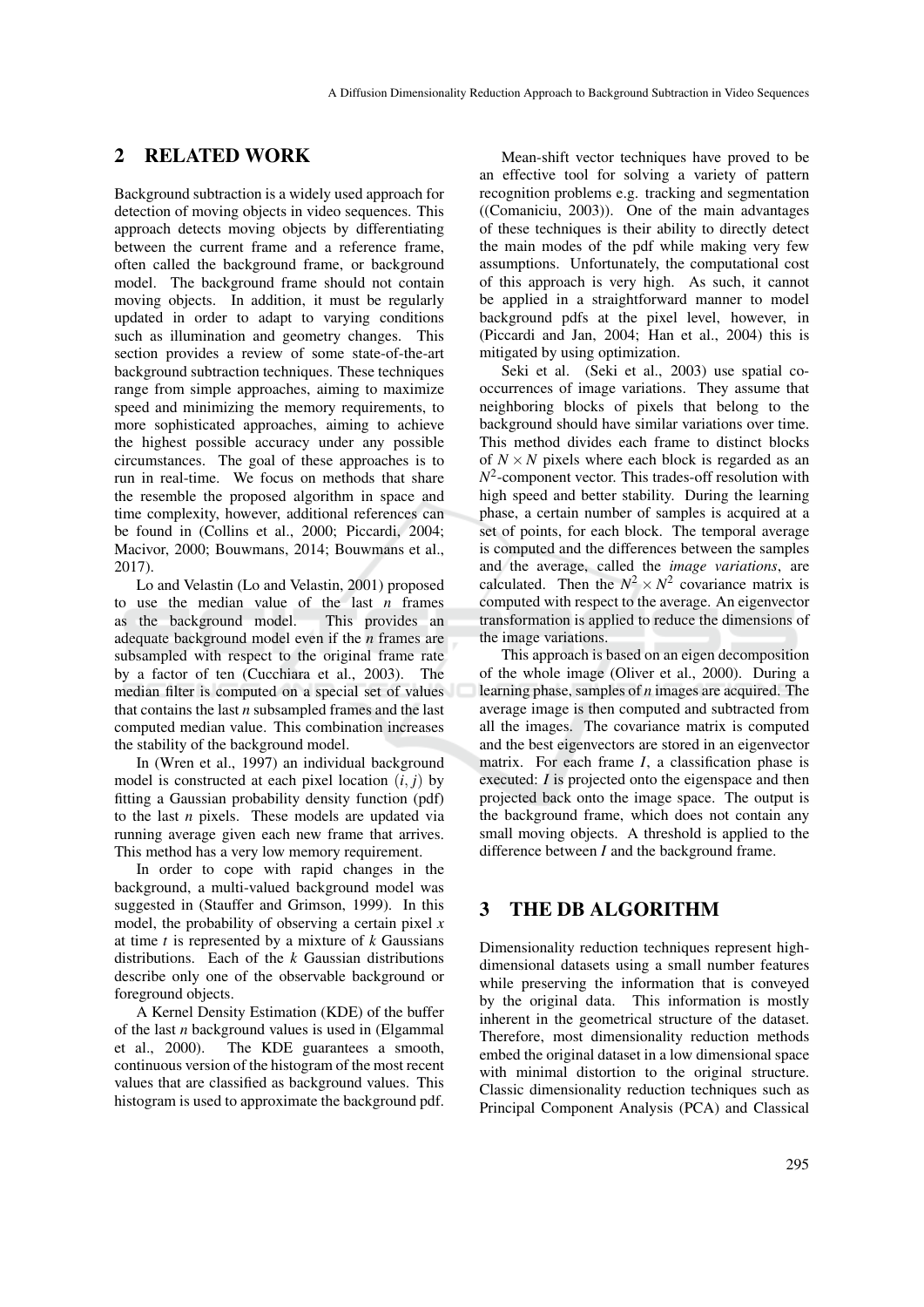## 2 RELATED WORK

Background subtraction is a widely used approach for detection of moving objects in video sequences. This approach detects moving objects by differentiating between the current frame and a reference frame, often called the background frame, or background model. The background frame should not contain moving objects. In addition, it must be regularly updated in order to adapt to varying conditions such as illumination and geometry changes. This section provides a review of some state-of-the-art background subtraction techniques. These techniques range from simple approaches, aiming to maximize speed and minimizing the memory requirements, to more sophisticated approaches, aiming to achieve the highest possible accuracy under any possible circumstances. The goal of these approaches is to run in real-time. We focus on methods that share the resemble the proposed algorithm in space and time complexity, however, additional references can be found in (Collins et al., 2000; Piccardi, 2004; Macivor, 2000; Bouwmans, 2014; Bouwmans et al., 2017).

Lo and Velastin (Lo and Velastin, 2001) proposed to use the median value of the last $n$ frames as the background model. This provides an adequate background model even if the $n$ frames are subsampled with respect to the original frame rate by a factor of ten (Cucchiara et al., 2003). The median filter is computed on a special set of values that contains the last $n$ subsampled frames and the last computed median value. This combination increases the stability of the background model.

In (Wren et al., 1997) an individual background model is constructed at each pixel location $(i, j)$ by fitting a Gaussian probability density function (pdf) to the last $n$ pixels. These models are updated via running average given each new frame that arrives. This method has a very low memory requirement.

In order to cope with rapid changes in the background, a multi-valued background model was suggested in (Stauffer and Grimson, 1999). In this model, the probability of observing a certain pixel $x$ at time $t$ is represented by a mixture of $k$ Gaussians distributions. Each of the $k$ Gaussian distributions describe only one of the observable background or foreground objects.

A Kernel Density Estimation (KDE) of the buffer of the last $n$ background values is used in (Elgammal et al., 2000). The KDE guarantees a smooth, continuous version of the histogram of the most recent values that are classified as background values. This histogram is used to approximate the background pdf.

Mean-shift vector techniques have proved to be an effective tool for solving a variety of pattern recognition problems e.g. tracking and segmentation ((Comaniciu, 2003)). One of the main advantages of these techniques is their ability to directly detect the main modes of the pdf while making very few assumptions. Unfortunately, the computational cost of this approach is very high. As such, it cannot be applied in a straightforward manner to model background pdfs at the pixel level, however, in (Piccardi and Jan, 2004; Han et al., 2004) this is mitigated by using optimization.

Seki et al. (Seki et al., 2003) use spatial co-occurrences of image variations. They assume that neighboring blocks of pixels that belong to the background should have similar variations over time. This method divides each frame to distinct blocks of $N \times N$ pixels where each block is regarded as an $N^2$-component vector. This trades-off resolution with high speed and better stability. During the learning phase, a certain number of samples is acquired at a set of points, for each block. The temporal average is computed and the differences between the samples and the average, called the *image variations*, are calculated. Then the $N^2 \times N^2$ covariance matrix is computed with respect to the average. An eigenvector transformation is applied to reduce the dimensions of the image variations.

This approach is based on an eigen decomposition of the whole image (Oliver et al., 2000). During a learning phase, samples of $n$ images are acquired. The average image is then computed and subtracted from all the images. The covariance matrix is computed and the best eigenvectors are stored in an eigenvector matrix. For each frame $I$, a classification phase is executed: $I$ is projected onto the eigenspace and then projected back onto the image space. The output is the background frame, which does not contain any small moving objects. A threshold is applied to the difference between $I$ and the background frame.

## 3 THE DB ALGORITHM

Dimensionality reduction techniques represent high-dimensional datasets using a small number features while preserving the information that is conveyed by the original data. This information is mostly inherent in the geometrical structure of the dataset. Therefore, most dimensionality reduction methods embed the original dataset in a low dimensional space with minimal distortion to the original structure. Classic dimensionality reduction techniques such as Principal Component Analysis (PCA) and Classical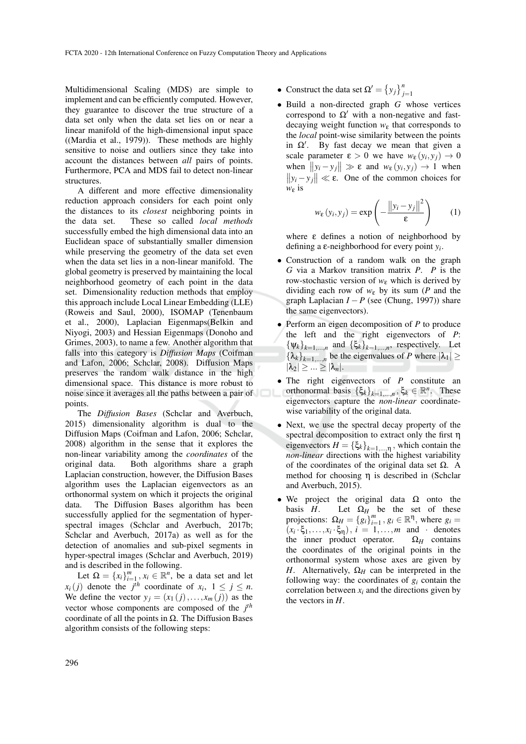Multidimensional Scaling (MDS) are simple to implement and can be efficiently computed. However, they guarantee to discover the true structure of a data set only when the data set lies on or near a linear manifold of the high-dimensional input space ((Mardia et al., 1979)). These methods are highly sensitive to noise and outliers since they take into account the distances between *all* pairs of points. Furthermore, PCA and MDS fail to detect non-linear structures.

A different and more effective dimensionality reduction approach considers for each point only the distances to its *closest* neighboring points in the data set. These so called *local methods* successfully embed the high dimensional data into an Euclidean space of substantially smaller dimension while preserving the geometry of the data set even when the data set lies in a non-linear manifold. The global geometry is preserved by maintaining the local neighborhood geometry of each point in the data set. Dimensionality reduction methods that employ this approach include Local Linear Embedding (LLE) (Roweis and Saul, 2000), ISOMAP (Tenenbaum et al., 2000), Laplacian Eigenmaps(Belkin and Niyogi, 2003) and Hessian Eigenmaps (Donoho and Grimes, 2003), to name a few. Another algorithm that falls into this category is *Diffusion Maps* (Coifman and Lafon, 2006; Schclar, 2008). Diffusion Maps preserves the random walk distance in the high dimensional space. This distance is more robust to noise since it averages all the paths between a pair of points.

The *Diffusion Bases* (Schclar and Averbuch, 2015) dimensionality algorithm is dual to the Diffusion Maps (Coifman and Lafon, 2006; Schclar, 2008) algorithm in the sense that it explores the non-linear variability among the *coordinates* of the original data. Both algorithms share a graph Laplacian construction, however, the Diffusion Bases algorithm uses the Laplacian eigenvectors as an orthonormal system on which it projects the original data. The Diffusion Bases algorithm has been successfully applied for the segmentation of hyper-spectral images (Schclar and Averbuch, 2017b; Schclar and Averbuch, 2017a) as well as for the detection of anomalies and sub-pixel segments in hyper-spectral images (Schclar and Averbuch, 2019) and is described in the following.

Let $\Omega = \{x_i\}_{i=1}^{m}, x_i \in \mathbb{R}^n$, be a data set and let $x_i(j)$ denote the $j^{th}$ coordinate of $x_i$, $1 \leq j \leq n$. We define the vector $y_j = (x_1(j), \ldots, x_m(j))$ as the vector whose components are composed of the $j^{th}$ coordinate of all the points in $\Omega$. The Diffusion Bases algorithm consists of the following steps:

- Construct the data set $\Omega' = \{y_j\}_{j=1}^{n}$
- Build a non-directed graph $G$ whose vertices correspond to $\Omega'$ with a non-negative and fast-decaying weight function $w_\varepsilon$ that corresponds to the *local* point-wise similarity between the points in $\Omega'$. By fast decay we mean that given a scale parameter $\varepsilon > 0$ we have $w_\varepsilon(y_i, y_j) \to 0$ when $\|y_i - y_j\| \gg \varepsilon$ and $w_\varepsilon(y_i, y_j) \to 1$ when $\|y_i - y_j\| \ll \varepsilon$. One of the common choices for $w_\varepsilon$ is

$$w_\varepsilon(y_i, y_j) = \exp\left(-\frac{\|y_i - y_j\|^2}{\varepsilon}\right) \quad (1)$$

  where $\varepsilon$ defines a notion of neighborhood by defining a $\varepsilon$-neighborhood for every point $y_i$.
- Construction of a random walk on the graph $G$ via a Markov transition matrix $P$. $P$ is the row-stochastic version of $w_\varepsilon$ which is derived by dividing each row of $w_\varepsilon$ by its sum ($P$ and the graph Laplacian $I - P$ (see (Chung, 1997)) share the same eigenvectors).
- Perform an eigen decomposition of $P$ to produce the left and the right eigenvectors of $P$: $\{\psi_k\}_{k=1,\ldots,n}$ and $\{\xi_k\}_{k=1,\ldots,n}$, respectively. Let $\{\lambda_k\}_{k=1,\ldots,n}$ be the eigenvalues of $P$ where $|\lambda_1| \geq |\lambda_2| \geq \ldots \geq |\lambda_n|$.
- The right eigenvectors of $P$ constitute an orthonormal basis $\{\xi_k\}_{k=1,\ldots,n}, \xi_k \in \mathbb{R}^n$. These eigenvectors capture the *non-linear* coordinate-wise variability of the original data.
- Next, we use the spectral decay property of the spectral decomposition to extract only the first $\eta$ eigenvectors $H = \{\xi_k\}_{k=1,\ldots,\eta}$, which contain the *non-linear* directions with the highest variability of the coordinates of the original data set $\Omega$. A method for choosing $\eta$ is described in (Schclar and Averbuch, 2015).
- We project the original data $\Omega$ onto the basis $H$. Let $\Omega_H$ be the set of these projections: $\Omega_H = \{g_i\}_{i=1}^{m}, g_i \in \mathbb{R}^\eta$, where $g_i = (x_i \cdot \xi_1, \ldots, x_i \cdot \xi_\eta)$, $i = 1, \ldots, m$ and $\cdot$ denotes the inner product operator. $\Omega_H$ contains the coordinates of the original points in the orthonormal system whose axes are given by $H$. Alternatively, $\Omega_H$ can be interpreted in the following way: the coordinates of $g_i$ contain the correlation between $x_i$ and the directions given by the vectors in $H$.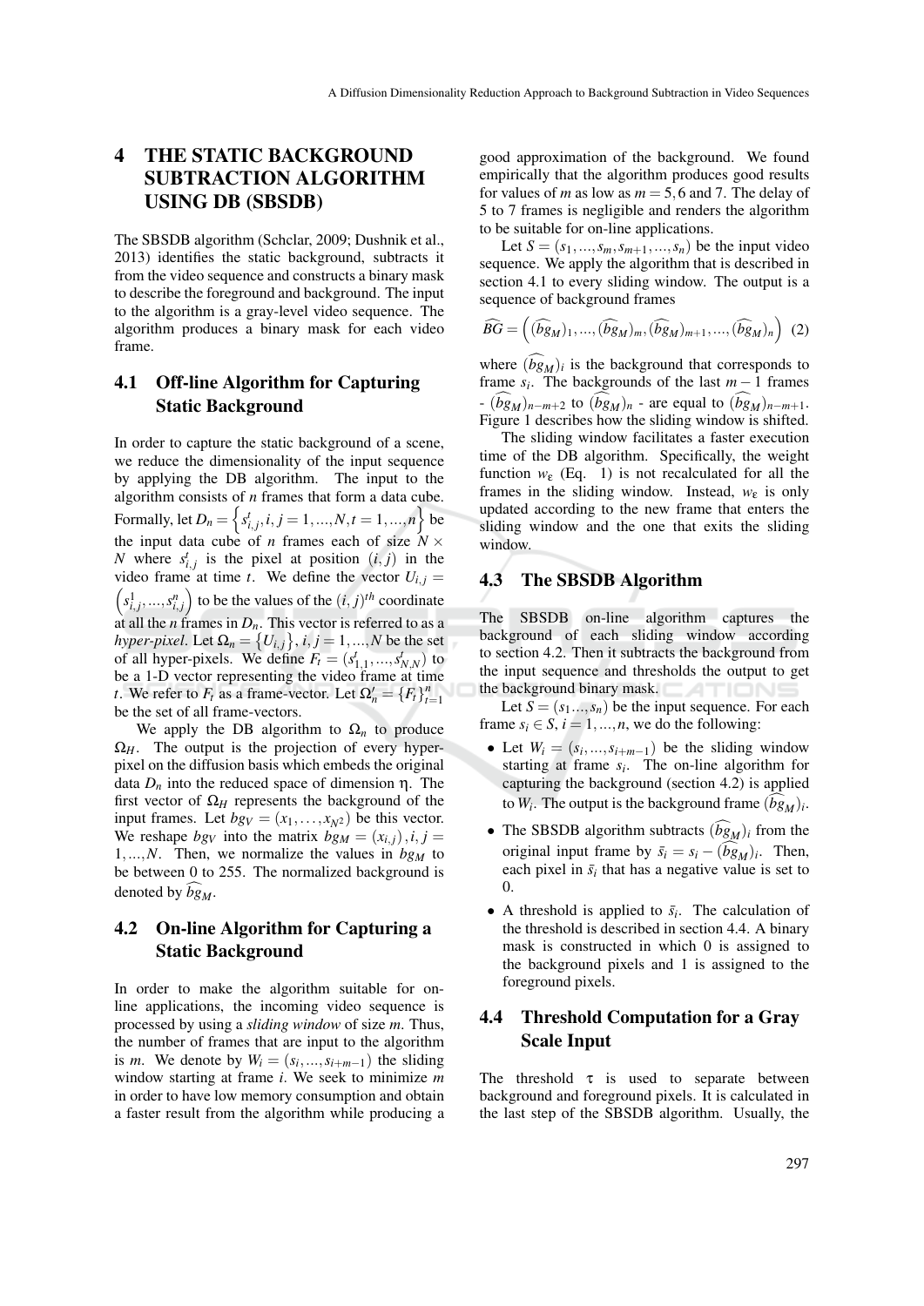# 4 THE STATIC BACKGROUND SUBTRACTION ALGORITHM USING DB (SBSDB)

The SBSDB algorithm (Schclar, 2009; Dushnik et al., 2013) identifies the static background, subtracts it from the video sequence and constructs a binary mask to describe the foreground and background. The input to the algorithm is a gray-level video sequence. The algorithm produces a binary mask for each video frame.

## 4.1 Off-line Algorithm for Capturing Static Background

In order to capture the static background of a scene, we reduce the dimensionality of the input sequence by applying the DB algorithm. The input to the algorithm consists of $n$ frames that form a data cube. Formally, let $D_n = \left\{ s_{i,j}^t, i,j = 1,...,N, t = 1,...,n \right\}$ be the input data cube of $n$ frames each of size $N \times N$ where $s_{i,j}^t$ is the pixel at position $(i,j)$ in the video frame at time $t$. We define the vector $U_{i,j} = \left(s_{i,j}^1, ..., s_{i,j}^n\right)$ to be the values of the $(i,j)^{th}$ coordinate at all the $n$ frames in $D_n$. This vector is referred to as a *hyper-pixel*. Let $\Omega_n = \left\{U_{i,j}\right\}, i,j = 1,...,N$ be the set of all hyper-pixels. We define $F_t = (s_{1,1}^t, ..., s_{N,N}^t)$ to be a 1-D vector representing the video frame at time $t$. We refer to $F_t$ as a frame-vector. Let $\Omega_n' = \{F_t\}_{t=1}^n$ be the set of all frame-vectors.

We apply the DB algorithm to $\Omega_n$ to produce $\Omega_H$. The output is the projection of every hyper-pixel on the diffusion basis which embeds the original data $D_n$ into the reduced space of dimension $\eta$. The first vector of $\Omega_H$ represents the background of the input frames. Let $bg_V = (x_1, \ldots, x_{N^2})$ be this vector. We reshape $bg_V$ into the matrix $bg_M = (x_{i,j}), i,j = 1,...,N$. Then, we normalize the values in $bg_M$ to be between 0 to 255. The normalized background is denoted by $\widehat{bg}_M$.

## 4.2 On-line Algorithm for Capturing a Static Background

In order to make the algorithm suitable for on-line applications, the incoming video sequence is processed by using a *sliding window* of size $m$. Thus, the number of frames that are input to the algorithm is $m$. We denote by $W_i = (s_i, \ldots, s_{i+m-1})$ the sliding window starting at frame $i$. We seek to minimize $m$ in order to have low memory consumption and obtain a faster result from the algorithm while producing a good approximation of the background. We found empirically that the algorithm produces good results for values of $m$ as low as $m = 5, 6$ and 7. The delay of 5 to 7 frames is negligible and renders the algorithm to be suitable for on-line applications.

Let $S = (s_1, ..., s_m, s_{m+1}, ..., s_n)$ be the input video sequence. We apply the algorithm that is described in section 4.1 to every sliding window. The output is a sequence of background frames

$$\widehat{BG} = \left( (\widehat{bg}_M)_1, ..., (\widehat{bg}_M)_m, (\widehat{bg}_M)_{m+1}, ..., (\widehat{bg}_M)_n \right) \quad (2)$$

where $(\widehat{bg}_M)_i$ is the background that corresponds to frame $s_i$. The backgrounds of the last $m-1$ frames - $(\widehat{bg}_M)_{n-m+2}$ to $(\widehat{bg}_M)_n$ - are equal to $(\widehat{bg}_M)_{n-m+1}$. Figure 1 describes how the sliding window is shifted.

The sliding window facilitates a faster execution time of the DB algorithm. Specifically, the weight function $w_\varepsilon$ (Eq. 1) is not recalculated for all the frames in the sliding window. Instead, $w_\varepsilon$ is only updated according to the new frame that enters the sliding window and the one that exits the sliding window.

## 4.3 The SBSDB Algorithm

The SBSDB on-line algorithm captures the background of each sliding window according to section 4.2. Then it subtracts the background from the input sequence and thresholds the output to get the background binary mask.

Let $S = (s_1 ..., s_n)$ be the input sequence. For each frame $s_i \in S, i = 1, ..., n$, we do the following:

- Let $W_i = (s_i, ..., s_{i+m-1})$ be the sliding window starting at frame $s_i$. The on-line algorithm for capturing the background (section 4.2) is applied to $W_i$. The output is the background frame $(\widehat{bg}_M)_i$.
- The SBSDB algorithm subtracts $(\widehat{bg}_M)_i$ from the original input frame by $\bar{s}_i = s_i - (\widehat{bg}_M)_i$. Then, each pixel in $\bar{s}_i$ that has a negative value is set to 0.
- A threshold is applied to $\bar{s}_i$. The calculation of the threshold is described in section 4.4. A binary mask is constructed in which 0 is assigned to the background pixels and 1 is assigned to the foreground pixels.

## 4.4 Threshold Computation for a Gray Scale Input

The threshold $\tau$ is used to separate between background and foreground pixels. It is calculated in the last step of the SBSDB algorithm. Usually, the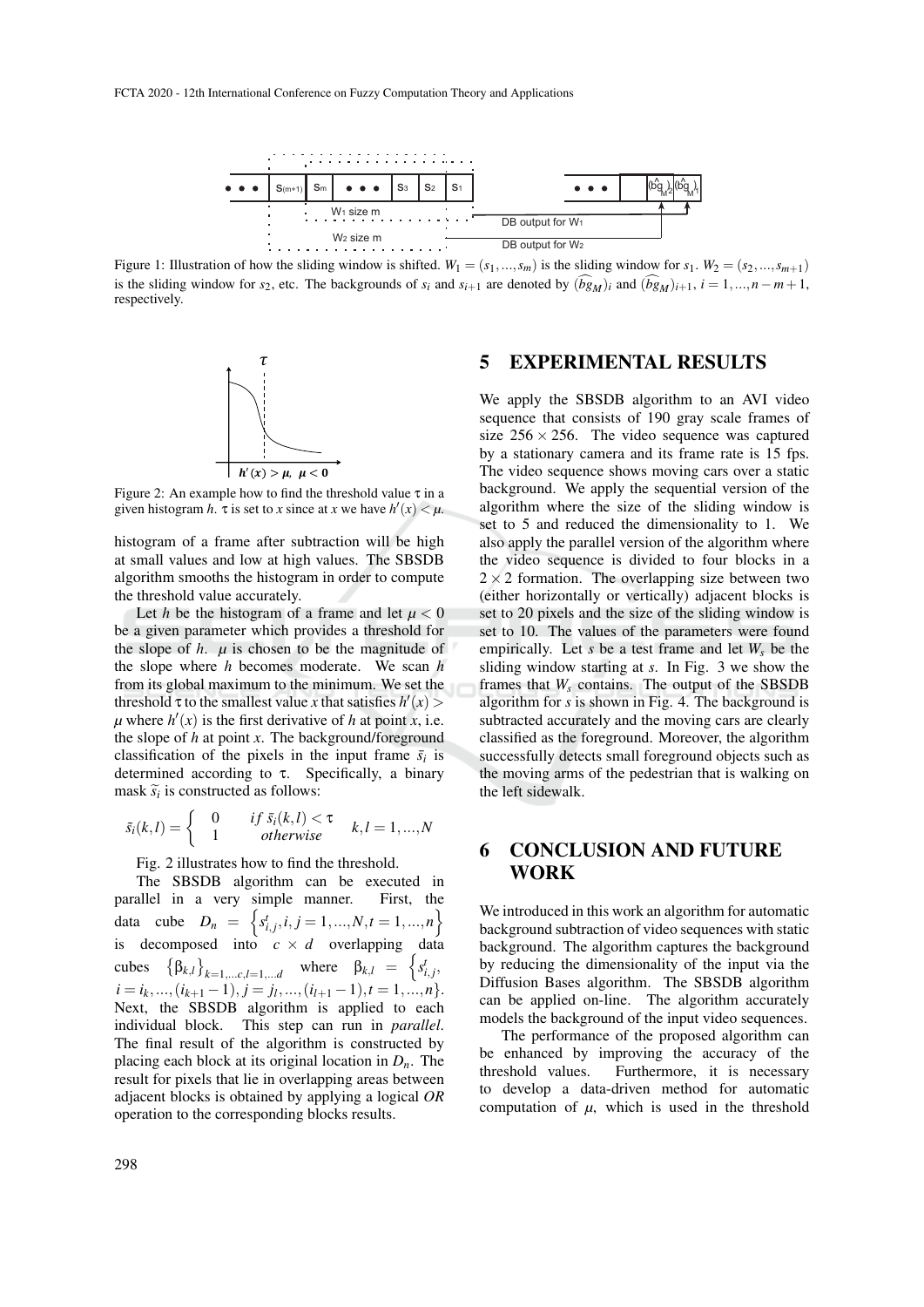Figure 1: Illustration of how the sliding window is shifted. $W_1 = (s_1, ..., s_m)$ is the sliding window for $s_1$. $W_2 = (s_2, ..., s_{m+1})$ is the sliding window for $s_2$, etc. The backgrounds of $s_i$ and $s_{i+1}$ are denoted by $(\widehat{bg_M})_i$ and $(\widehat{bg_M})_{i+1}$, $i = 1, ..., n-m+1$, respectively.

Figure 2: An example how to find the threshold value $\tau$ in a given histogram $h$. $\tau$ is set to $x$ since at $x$ we have $h'(x) < \mu$.

histogram of a frame after subtraction will be high at small values and low at high values. The SBSDB algorithm smooths the histogram in order to compute the threshold value accurately.

Let $h$ be the histogram of a frame and let $\mu < 0$ be a given parameter which provides a threshold for the slope of $h$. $\mu$ is chosen to be the magnitude of the slope where $h$ becomes moderate. We scan $h$ from its global maximum to the minimum. We set the threshold $\tau$ to the smallest value $x$ that satisfies $h'(x) > \mu$ where $h'(x)$ is the first derivative of $h$ at point $x$, i.e. the slope of $h$ at point $x$. The background/foreground classification of the pixels in the input frame $\bar{s}_i$ is determined according to $\tau$. Specifically, a binary mask $\tilde{s}_i$ is constructed as follows:

$$\tilde{s}_i(k,l) = \begin{cases} 0 & if\ \bar{s}_i(k,l) < \tau \\ 1 & otherwise \end{cases} \quad k,l = 1,...,N$$

Fig. 2 illustrates how to find the threshold.

The SBSDB algorithm can be executed in parallel in a very simple manner. First, the data cube $D_n = \left\{s^t_{i,j}, i,j = 1,...,N, t = 1,...,n\right\}$ is decomposed into $c \times d$ overlapping data cubes $\left\{\beta_{k,l}\right\}_{k=1,...c,l=1,...d}$ where $\beta_{k,l} = \left\{s^t_{i,j},\ i = i_k, ..., (i_{k+1}-1), j = j_l, ..., (j_{l+1}-1), t = 1,...,n\right\}$. Next, the SBSDB algorithm is applied to each individual block. This step can run in *parallel*. The final result of the algorithm is constructed by placing each block at its original location in $D_n$. The result for pixels that lie in overlapping areas between adjacent blocks is obtained by applying a logical *OR* operation to the corresponding blocks results.

## 5 EXPERIMENTAL RESULTS

We apply the SBSDB algorithm to an AVI video sequence that consists of 190 gray scale frames of size $256 \times 256$. The video sequence was captured by a stationary camera and its frame rate is 15 fps. The video sequence shows moving cars over a static background. We apply the sequential version of the algorithm where the size of the sliding window is set to 5 and reduced the dimensionality to 1. We also apply the parallel version of the algorithm where the video sequence is divided to four blocks in a $2 \times 2$ formation. The overlapping size between two (either horizontally or vertically) adjacent blocks is set to 20 pixels and the size of the sliding window is set to 10. The values of the parameters were found empirically. Let $s$ be a test frame and let $W_s$ be the sliding window starting at $s$. In Fig. 3 we show the frames that $W_s$ contains. The output of the SBSDB algorithm for $s$ is shown in Fig. 4. The background is subtracted accurately and the moving cars are clearly classified as the foreground. Moreover, the algorithm successfully detects small foreground objects such as the moving arms of the pedestrian that is walking on the left sidewalk.

## 6 CONCLUSION AND FUTURE WORK

We introduced in this work an algorithm for automatic background subtraction of video sequences with static background. The algorithm captures the background by reducing the dimensionality of the input via the Diffusion Bases algorithm. The SBSDB algorithm can be applied on-line. The algorithm accurately models the background of the input video sequences.

The performance of the proposed algorithm can be enhanced by improving the accuracy of the threshold values. Furthermore, it is necessary to develop a data-driven method for automatic computation of $\mu$, which is used in the threshold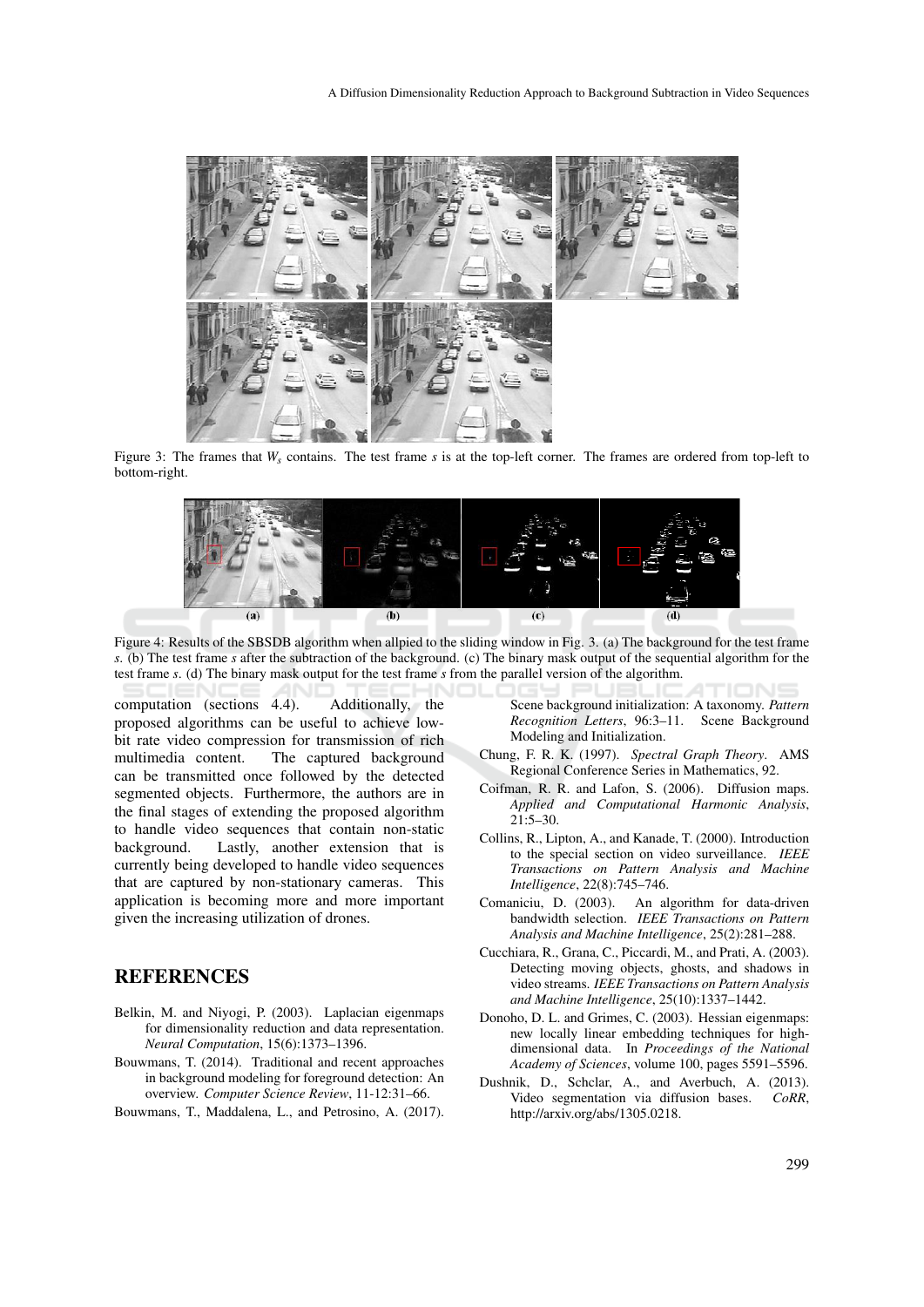Figure 3: The frames that $W_s$ contains. The test frame $s$ is at the top-left corner. The frames are ordered from top-left to bottom-right.

Figure 4: Results of the SBSDB algorithm when allpied to the sliding window in Fig. 3. (a) The background for the test frame $s$. (b) The test frame $s$ after the subtraction of the background. (c) The binary mask output of the sequential algorithm for the test frame $s$. (d) The binary mask output for the test frame $s$ from the parallel version of the algorithm.

computation (sections 4.4). Additionally, the proposed algorithms can be useful to achieve low-bit rate video compression for transmission of rich multimedia content. The captured background can be transmitted once followed by the detected segmented objects. Furthermore, the authors are in the final stages of extending the proposed algorithm to handle video sequences that contain non-static background. Lastly, another extension that is currently being developed to handle video sequences that are captured by non-stationary cameras. This application is becoming more and more important given the increasing utilization of drones.

## REFERENCES

Belkin, M. and Niyogi, P. (2003). Laplacian eigenmaps for dimensionality reduction and data representation. *Neural Computation*, 15(6):1373–1396.

Bouwmans, T. (2014). Traditional and recent approaches in background modeling for foreground detection: An overview. *Computer Science Review*, 11-12:31–66.

Bouwmans, T., Maddalena, L., and Petrosino, A. (2017). Scene background initialization: A taxonomy. *Pattern Recognition Letters*, 96:3–11. Scene Background Modeling and Initialization.

Chung, F. R. K. (1997). *Spectral Graph Theory*. AMS Regional Conference Series in Mathematics, 92.

Coifman, R. R. and Lafon, S. (2006). Diffusion maps. *Applied and Computational Harmonic Analysis*, 21:5–30.

Collins, R., Lipton, A., and Kanade, T. (2000). Introduction to the special section on video surveillance. *IEEE Transactions on Pattern Analysis and Machine Intelligence*, 22(8):745–746.

Comaniciu, D. (2003). An algorithm for data-driven bandwidth selection. *IEEE Transactions on Pattern Analysis and Machine Intelligence*, 25(2):281–288.

Cucchiara, R., Grana, C., Piccardi, M., and Prati, A. (2003). Detecting moving objects, ghosts, and shadows in video streams. *IEEE Transactions on Pattern Analysis and Machine Intelligence*, 25(10):1337–1442.

Donoho, D. L. and Grimes, C. (2003). Hessian eigenmaps: new locally linear embedding techniques for high-dimensional data. In *Proceedings of the National Academy of Sciences*, volume 100, pages 5591–5596.

Dushnik, D., Schclar, A., and Averbuch, A. (2013). Video segmentation via diffusion bases. *CoRR*, http://arxiv.org/abs/1305.0218.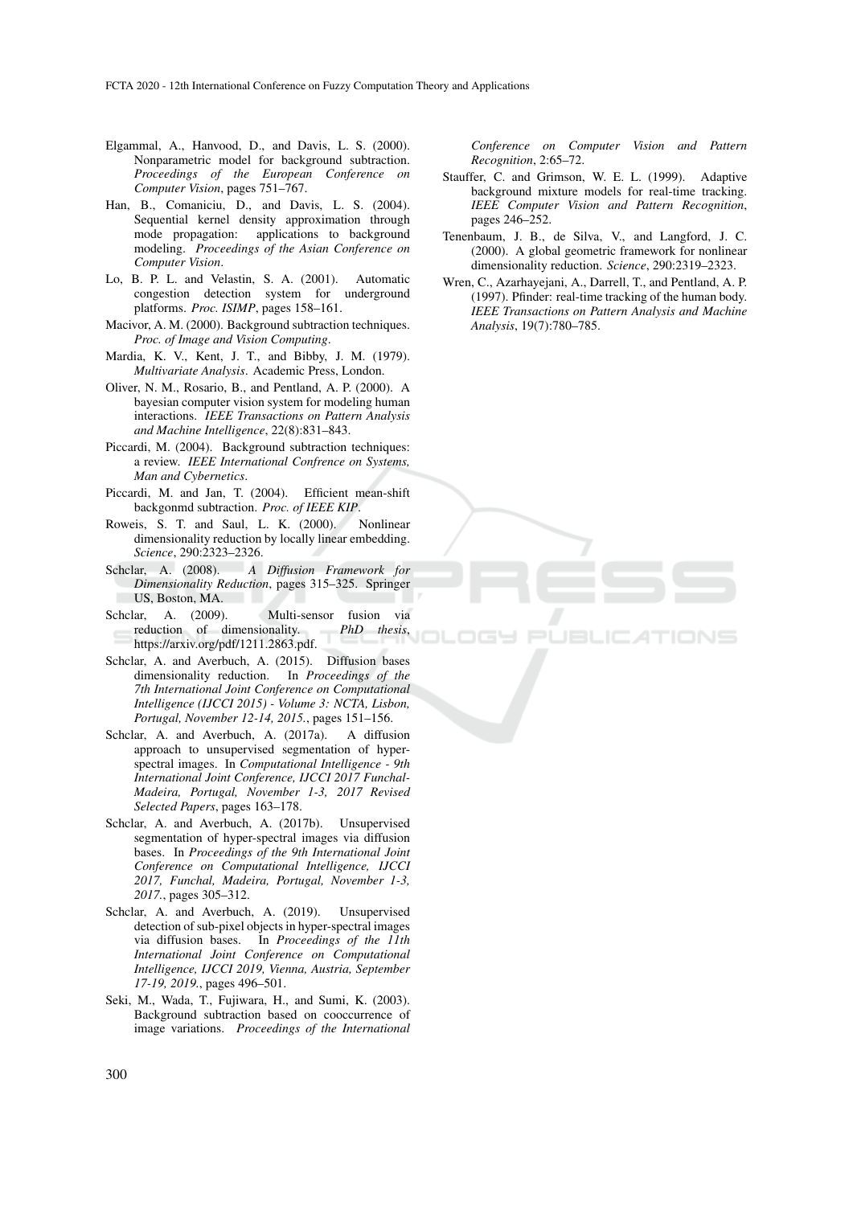Elgammal, A., Hanvood, D., and Davis, L. S. (2000). Nonparametric model for background subtraction. *Proceedings of the European Conference on Computer Vision*, pages 751–767.

Han, B., Comaniciu, D., and Davis, L. S. (2004). Sequential kernel density approximation through mode propagation: applications to background modeling. *Proceedings of the Asian Conference on Computer Vision*.

Lo, B. P. L. and Velastin, S. A. (2001). Automatic congestion detection system for underground platforms. *Proc. ISIMP*, pages 158–161.

Macivor, A. M. (2000). Background subtraction techniques. *Proc. of Image and Vision Computing*.

Mardia, K. V., Kent, J. T., and Bibby, J. M. (1979). *Multivariate Analysis*. Academic Press, London.

Oliver, N. M., Rosario, B., and Pentland, A. P. (2000). A bayesian computer vision system for modeling human interactions. *IEEE Transactions on Pattern Analysis and Machine Intelligence*, 22(8):831–843.

Piccardi, M. (2004). Background subtraction techniques: a review. *IEEE International Confrence on Systems, Man and Cybernetics*.

Piccardi, M. and Jan, T. (2004). Efficient mean-shift backgonmd subtraction. *Proc. of IEEE KIP*.

Roweis, S. T. and Saul, L. K. (2000). Nonlinear dimensionality reduction by locally linear embedding. *Science*, 290:2323–2326.

Schclar, A. (2008). *A Diffusion Framework for Dimensionality Reduction*, pages 315–325. Springer US, Boston, MA.

Schclar, A. (2009). Multi-sensor fusion via reduction of dimensionality. *PhD thesis*, https://arxiv.org/pdf/1211.2863.pdf.

Schclar, A. and Averbuch, A. (2015). Diffusion bases dimensionality reduction. In *Proceedings of the 7th International Joint Conference on Computational Intelligence (IJCCI 2015) - Volume 3: NCTA, Lisbon, Portugal, November 12-14, 2015.*, pages 151–156.

Schclar, A. and Averbuch, A. (2017a). A diffusion approach to unsupervised segmentation of hyper-spectral images. In *Computational Intelligence - 9th International Joint Conference, IJCCI 2017 Funchal-Madeira, Portugal, November 1-3, 2017 Revised Selected Papers*, pages 163–178.

Schclar, A. and Averbuch, A. (2017b). Unsupervised segmentation of hyper-spectral images via diffusion bases. In *Proceedings of the 9th International Joint Conference on Computational Intelligence, IJCCI 2017, Funchal, Madeira, Portugal, November 1-3, 2017.*, pages 305–312.

Schclar, A. and Averbuch, A. (2019). Unsupervised detection of sub-pixel objects in hyper-spectral images via diffusion bases. In *Proceedings of the 11th International Joint Conference on Computational Intelligence, IJCCI 2019, Vienna, Austria, September 17-19, 2019.*, pages 496–501.

Seki, M., Wada, T., Fujiwara, H., and Sumi, K. (2003). Background subtraction based on cooccurrence of image variations. *Proceedings of the International Conference on Computer Vision and Pattern Recognition*, 2:65–72.

Stauffer, C. and Grimson, W. E. L. (1999). Adaptive background mixture models for real-time tracking. *IEEE Computer Vision and Pattern Recognition*, pages 246–252.

Tenenbaum, J. B., de Silva, V., and Langford, J. C. (2000). A global geometric framework for nonlinear dimensionality reduction. *Science*, 290:2319–2323.

Wren, C., Azarhayejani, A., Darrell, T., and Pentland, A. P. (1997). Pfinder: real-time tracking of the human body. *IEEE Transactions on Pattern Analysis and Machine Analysis*, 19(7):780–785.